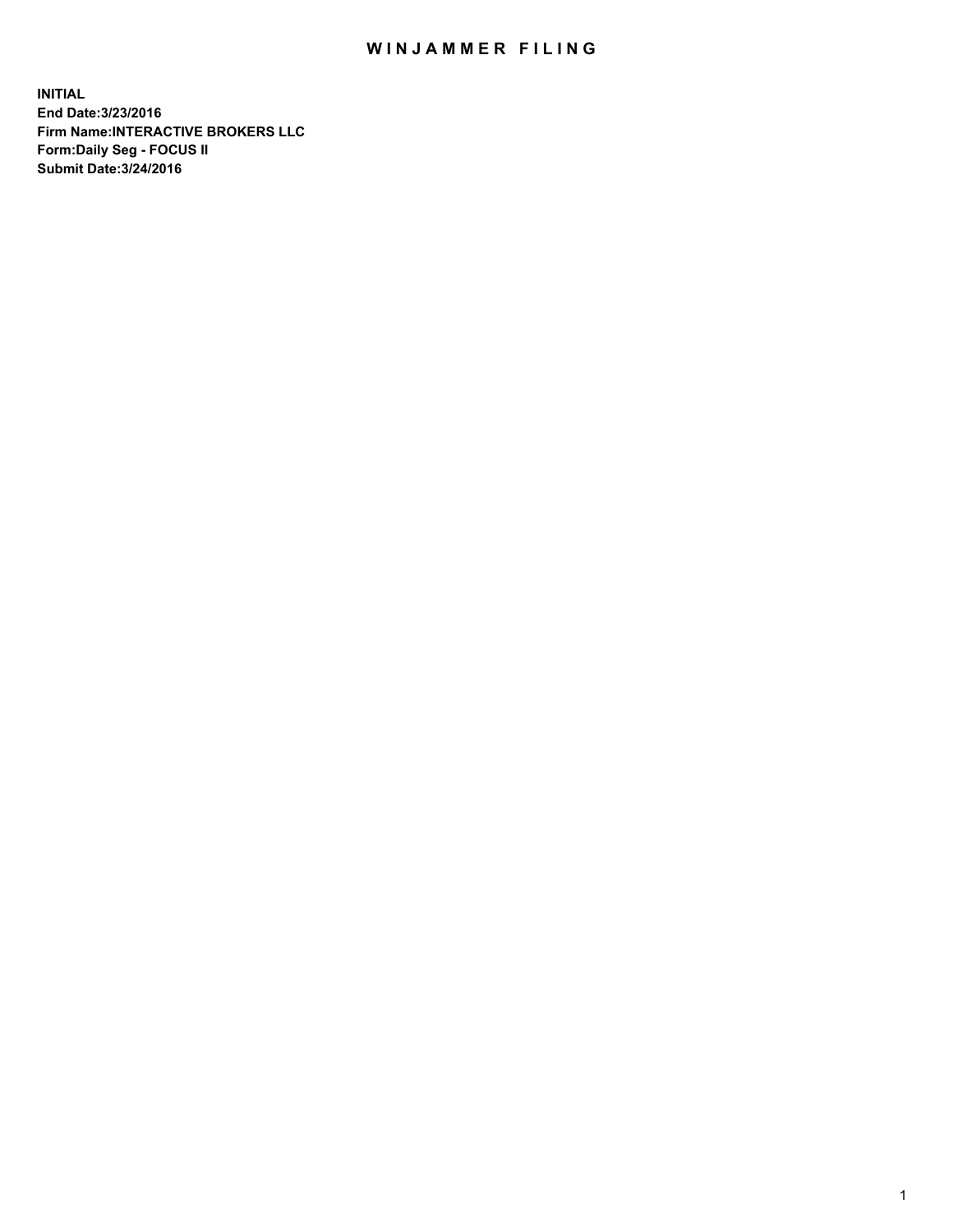# WINJAMMER FILING

**INITIAL**
**End Date:3/23/2016**
**Firm Name:INTERACTIVE BROKERS LLC**
**Form:Daily Seg - FOCUS II**
**Submit Date:3/24/2016**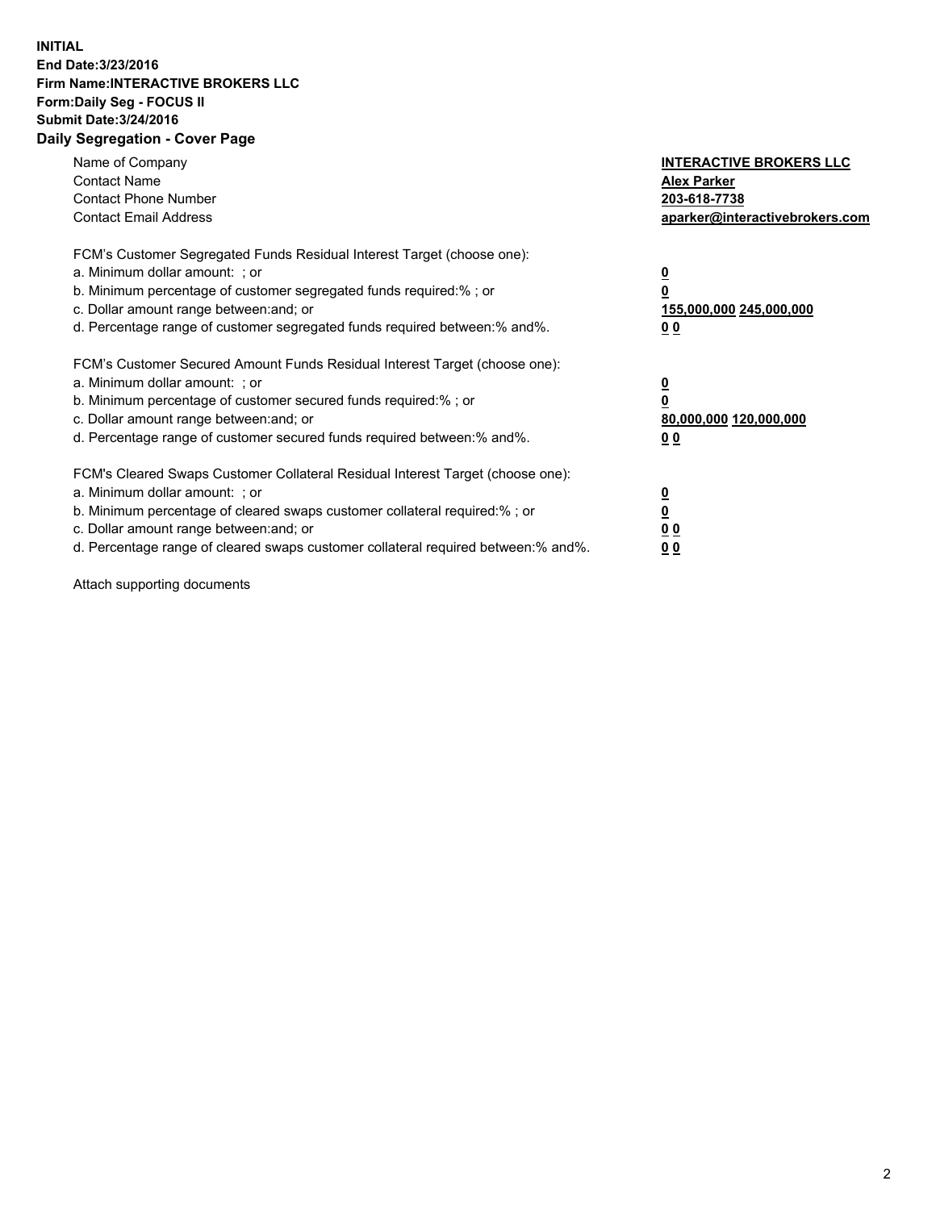**INITIAL**
**End Date:3/23/2016**
**Firm Name:INTERACTIVE BROKERS LLC**
**Form:Daily Seg - FOCUS II**
**Submit Date:3/24/2016**

## Daily Segregation - Cover Page

| | |
|---|---|
| Name of Company | **INTERACTIVE BROKERS LLC** |
| Contact Name | **Alex Parker** |
| Contact Phone Number | **203-618-7738** |
| Contact Email Address | **aparker@interactivebrokers.com** |

FCM's Customer Segregated Funds Residual Interest Target (choose one):

| | |
|---|---|
| a. Minimum dollar amount: ; or | **0** |
| b. Minimum percentage of customer segregated funds required:% ; or | **0** |
| c. Dollar amount range between:and; or | **155,000,000 245,000,000** |
| d. Percentage range of customer segregated funds required between:% and%. | **0 0** |

FCM's Customer Secured Amount Funds Residual Interest Target (choose one):

| | |
|---|---|
| a. Minimum dollar amount: ; or | **0** |
| b. Minimum percentage of customer secured funds required:% ; or | **0** |
| c. Dollar amount range between:and; or | **80,000,000 120,000,000** |
| d. Percentage range of customer secured funds required between:% and%. | **0 0** |

FCM's Cleared Swaps Customer Collateral Residual Interest Target (choose one):

| | |
|---|---|
| a. Minimum dollar amount: ; or | **0** |
| b. Minimum percentage of cleared swaps customer collateral required:% ; or | **0** |
| c. Dollar amount range between:and; or | **0 0** |
| d. Percentage range of cleared swaps customer collateral required between:% and%. | **0 0** |

Attach supporting documents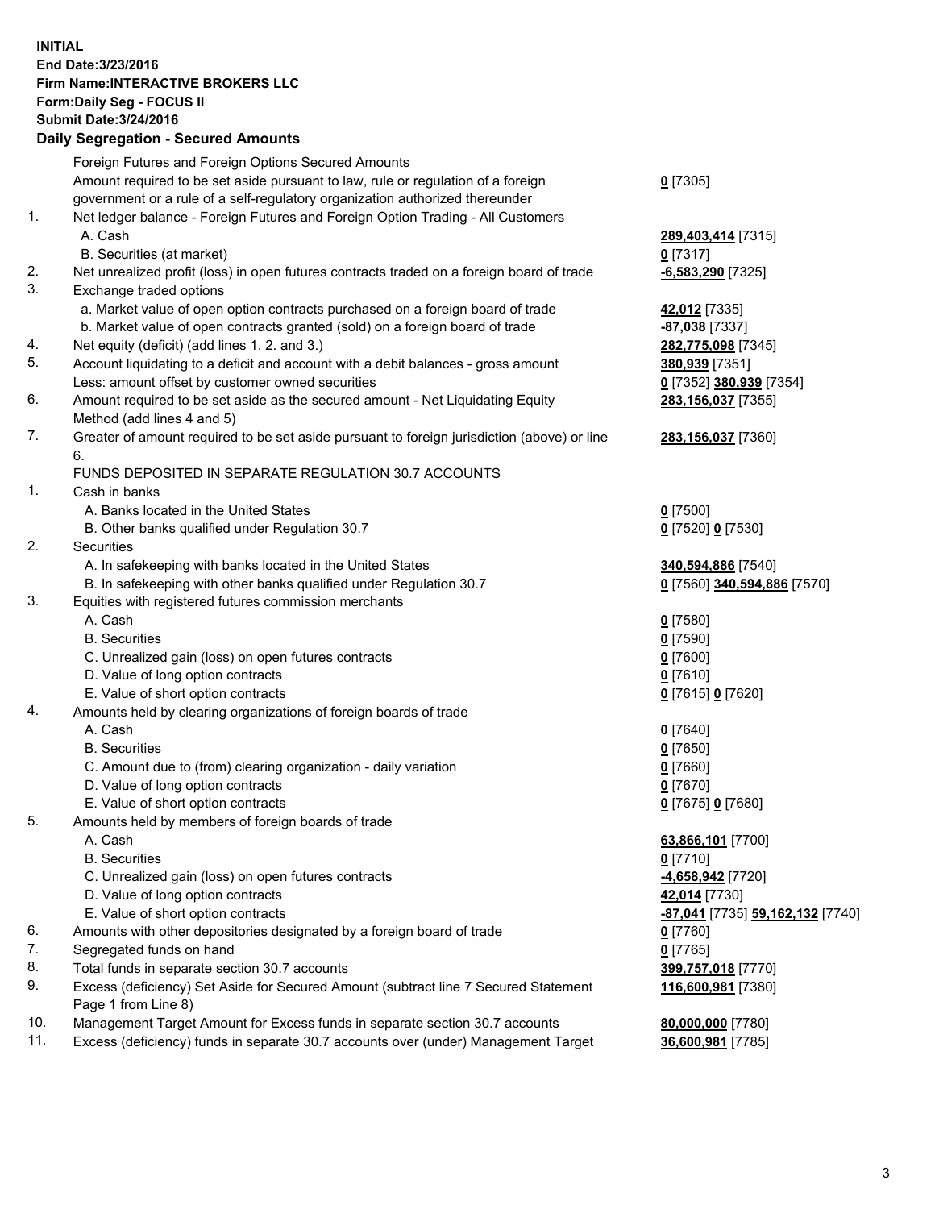**INITIAL**
**End Date:3/23/2016**
**Firm Name:INTERACTIVE BROKERS LLC**
**Form:Daily Seg - FOCUS II**
**Submit Date:3/24/2016**

**Daily Segregation - Secured Amounts**

| | | |
|---|---|---|
| | Foreign Futures and Foreign Options Secured Amounts | |
| | Amount required to be set aside pursuant to law, rule or regulation of a foreign government or a rule of a self-regulatory organization authorized thereunder | **0** [7305] |
| 1. | Net ledger balance - Foreign Futures and Foreign Option Trading - All Customers | |
| | A. Cash | **289,403,414** [7315] |
| | B. Securities (at market) | **0** [7317] |
| 2. | Net unrealized profit (loss) in open futures contracts traded on a foreign board of trade | **-6,583,290** [7325] |
| 3. | Exchange traded options | |
| | a. Market value of open option contracts purchased on a foreign board of trade | **42,012** [7335] |
| | b. Market value of open contracts granted (sold) on a foreign board of trade | **-87,038** [7337] |
| 4. | Net equity (deficit) (add lines 1. 2. and 3.) | **282,775,098** [7345] |
| 5. | Account liquidating to a deficit and account with a debit balances - gross amount | **380,939** [7351] |
| | Less: amount offset by customer owned securities | **0** [7352] **380,939** [7354] |
| 6. | Amount required to be set aside as the secured amount - Net Liquidating Equity Method (add lines 4 and 5) | **283,156,037** [7355] |
| 7. | Greater of amount required to be set aside pursuant to foreign jurisdiction (above) or line 6. | **283,156,037** [7360] |
| | FUNDS DEPOSITED IN SEPARATE REGULATION 30.7 ACCOUNTS | |
| 1. | Cash in banks | |
| | A. Banks located in the United States | **0** [7500] |
| | B. Other banks qualified under Regulation 30.7 | **0** [7520] **0** [7530] |
| 2. | Securities | |
| | A. In safekeeping with banks located in the United States | **340,594,886** [7540] |
| | B. In safekeeping with other banks qualified under Regulation 30.7 | **0** [7560] **340,594,886** [7570] |
| 3. | Equities with registered futures commission merchants | |
| | A. Cash | **0** [7580] |
| | B. Securities | **0** [7590] |
| | C. Unrealized gain (loss) on open futures contracts | **0** [7600] |
| | D. Value of long option contracts | **0** [7610] |
| | E. Value of short option contracts | **0** [7615] **0** [7620] |
| 4. | Amounts held by clearing organizations of foreign boards of trade | |
| | A. Cash | **0** [7640] |
| | B. Securities | **0** [7650] |
| | C. Amount due to (from) clearing organization - daily variation | **0** [7660] |
| | D. Value of long option contracts | **0** [7670] |
| | E. Value of short option contracts | **0** [7675] **0** [7680] |
| 5. | Amounts held by members of foreign boards of trade | |
| | A. Cash | **63,866,101** [7700] |
| | B. Securities | **0** [7710] |
| | C. Unrealized gain (loss) on open futures contracts | **-4,658,942** [7720] |
| | D. Value of long option contracts | **42,014** [7730] |
| | E. Value of short option contracts | **-87,041** [7735] **59,162,132** [7740] |
| 6. | Amounts with other depositories designated by a foreign board of trade | **0** [7760] |
| 7. | Segregated funds on hand | **0** [7765] |
| 8. | Total funds in separate section 30.7 accounts | **399,757,018** [7770] |
| 9. | Excess (deficiency) Set Aside for Secured Amount (subtract line 7 Secured Statement Page 1 from Line 8) | **116,600,981** [7380] |
| 10. | Management Target Amount for Excess funds in separate section 30.7 accounts | **80,000,000** [7780] |
| 11. | Excess (deficiency) funds in separate 30.7 accounts over (under) Management Target | **36,600,981** [7785] |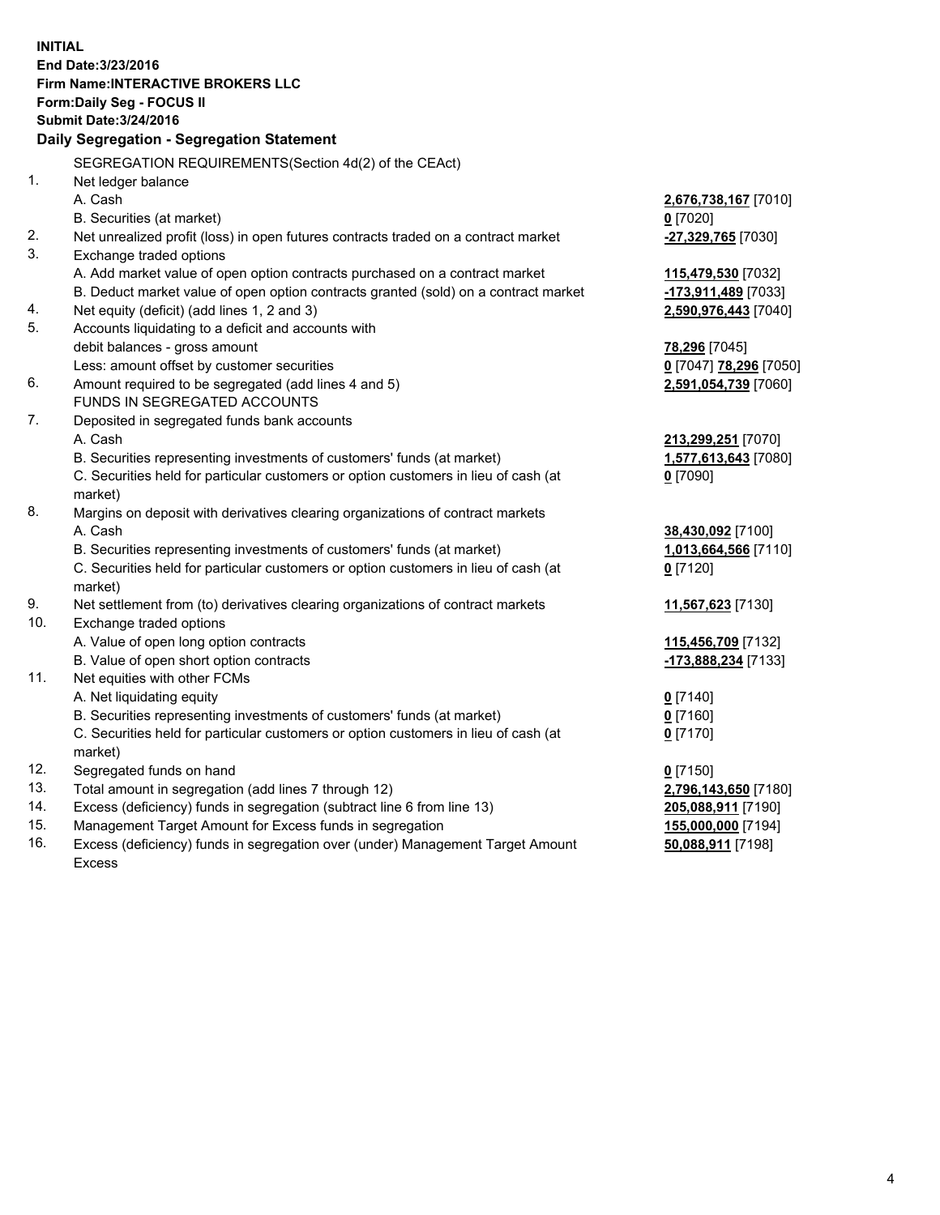**INITIAL**
**End Date:3/23/2016**
**Firm Name:INTERACTIVE BROKERS LLC**
**Form:Daily Seg - FOCUS II**
**Submit Date:3/24/2016**

## Daily Segregation - Segregation Statement

SEGREGATION REQUIREMENTS(Section 4d(2) of the CEAct)

| | | |
|---|---|---|
| 1. | Net ledger balance | |
| | A. Cash | **2,676,738,167** [7010] |
| | B. Securities (at market) | **0** [7020] |
| 2. | Net unrealized profit (loss) in open futures contracts traded on a contract market | **-27,329,765** [7030] |
| 3. | Exchange traded options | |
| | A. Add market value of open option contracts purchased on a contract market | **115,479,530** [7032] |
| | B. Deduct market value of open option contracts granted (sold) on a contract market | **-173,911,489** [7033] |
| 4. | Net equity (deficit) (add lines 1, 2 and 3) | **2,590,976,443** [7040] |
| 5. | Accounts liquidating to a deficit and accounts with | |
| | debit balances - gross amount | **78,296** [7045] |
| | Less: amount offset by customer securities | **0** [7047] **78,296** [7050] |
| 6. | Amount required to be segregated (add lines 4 and 5) | **2,591,054,739** [7060] |
| | FUNDS IN SEGREGATED ACCOUNTS | |
| 7. | Deposited in segregated funds bank accounts | |
| | A. Cash | **213,299,251** [7070] |
| | B. Securities representing investments of customers' funds (at market) | **1,577,613,643** [7080] |
| | C. Securities held for particular customers or option customers in lieu of cash (at market) | **0** [7090] |
| 8. | Margins on deposit with derivatives clearing organizations of contract markets | |
| | A. Cash | **38,430,092** [7100] |
| | B. Securities representing investments of customers' funds (at market) | **1,013,664,566** [7110] |
| | C. Securities held for particular customers or option customers in lieu of cash (at market) | **0** [7120] |
| 9. | Net settlement from (to) derivatives clearing organizations of contract markets | **11,567,623** [7130] |
| 10. | Exchange traded options | |
| | A. Value of open long option contracts | **115,456,709** [7132] |
| | B. Value of open short option contracts | **-173,888,234** [7133] |
| 11. | Net equities with other FCMs | |
| | A. Net liquidating equity | **0** [7140] |
| | B. Securities representing investments of customers' funds (at market) | **0** [7160] |
| | C. Securities held for particular customers or option customers in lieu of cash (at market) | **0** [7170] |
| 12. | Segregated funds on hand | **0** [7150] |
| 13. | Total amount in segregation (add lines 7 through 12) | **2,796,143,650** [7180] |
| 14. | Excess (deficiency) funds in segregation (subtract line 6 from line 13) | **205,088,911** [7190] |
| 15. | Management Target Amount for Excess funds in segregation | **155,000,000** [7194] |
| 16. | Excess (deficiency) funds in segregation over (under) Management Target Amount Excess | **50,088,911** [7198] |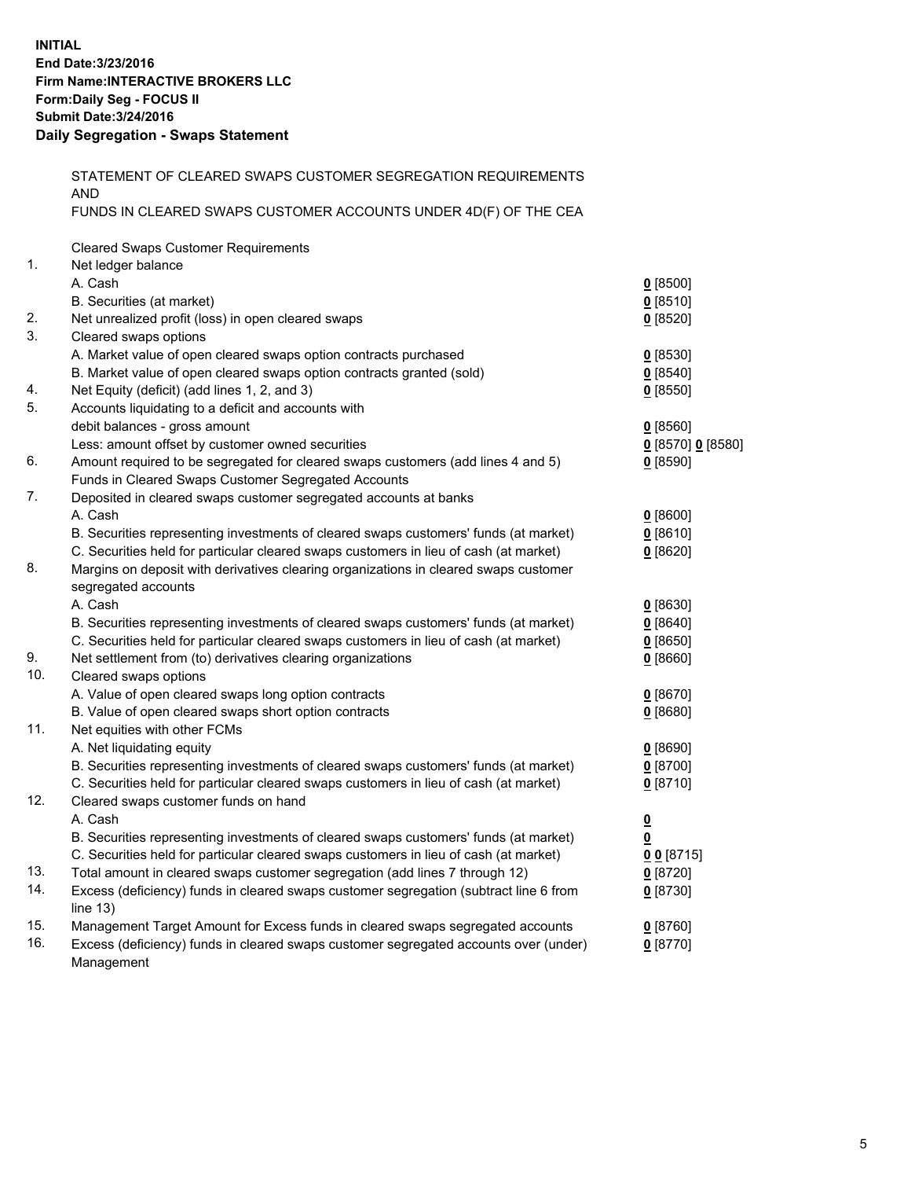**INITIAL**
**End Date:3/23/2016**
**Firm Name:INTERACTIVE BROKERS LLC**
**Form:Daily Seg - FOCUS II**
**Submit Date:3/24/2016**
**Daily Segregation - Swaps Statement**

STATEMENT OF CLEARED SWAPS CUSTOMER SEGREGATION REQUIREMENTS
AND
FUNDS IN CLEARED SWAPS CUSTOMER ACCOUNTS UNDER 4D(F) OF THE CEA

| | | |
|---|---|---|
| | Cleared Swaps Customer Requirements | |
| 1. | Net ledger balance | |
| | A. Cash | 0 [8500] |
| | B. Securities (at market) | 0 [8510] |
| 2. | Net unrealized profit (loss) in open cleared swaps | 0 [8520] |
| 3. | Cleared swaps options | |
| | A. Market value of open cleared swaps option contracts purchased | 0 [8530] |
| | B. Market value of open cleared swaps option contracts granted (sold) | 0 [8540] |
| 4. | Net Equity (deficit) (add lines 1, 2, and 3) | 0 [8550] |
| 5. | Accounts liquidating to a deficit and accounts with | |
| | debit balances - gross amount | 0 [8560] |
| | Less: amount offset by customer owned securities | 0 [8570] 0 [8580] |
| 6. | Amount required to be segregated for cleared swaps customers (add lines 4 and 5) | 0 [8590] |
| | Funds in Cleared Swaps Customer Segregated Accounts | |
| 7. | Deposited in cleared swaps customer segregated accounts at banks | |
| | A. Cash | 0 [8600] |
| | B. Securities representing investments of cleared swaps customers' funds (at market) | 0 [8610] |
| | C. Securities held for particular cleared swaps customers in lieu of cash (at market) | 0 [8620] |
| 8. | Margins on deposit with derivatives clearing organizations in cleared swaps customer segregated accounts | |
| | A. Cash | 0 [8630] |
| | B. Securities representing investments of cleared swaps customers' funds (at market) | 0 [8640] |
| | C. Securities held for particular cleared swaps customers in lieu of cash (at market) | 0 [8650] |
| 9. | Net settlement from (to) derivatives clearing organizations | 0 [8660] |
| 10. | Cleared swaps options | |
| | A. Value of open cleared swaps long option contracts | 0 [8670] |
| | B. Value of open cleared swaps short option contracts | 0 [8680] |
| 11. | Net equities with other FCMs | |
| | A. Net liquidating equity | 0 [8690] |
| | B. Securities representing investments of cleared swaps customers' funds (at market) | 0 [8700] |
| | C. Securities held for particular cleared swaps customers in lieu of cash (at market) | 0 [8710] |
| 12. | Cleared swaps customer funds on hand | |
| | A. Cash | 0 |
| | B. Securities representing investments of cleared swaps customers' funds (at market) | 0 |
| | C. Securities held for particular cleared swaps customers in lieu of cash (at market) | 0 0 [8715] |
| 13. | Total amount in cleared swaps customer segregation (add lines 7 through 12) | 0 [8720] |
| 14. | Excess (deficiency) funds in cleared swaps customer segregation (subtract line 6 from line 13) | 0 [8730] |
| 15. | Management Target Amount for Excess funds in cleared swaps segregated accounts | 0 [8760] |
| 16. | Excess (deficiency) funds in cleared swaps customer segregated accounts over (under) Management | 0 [8770] |